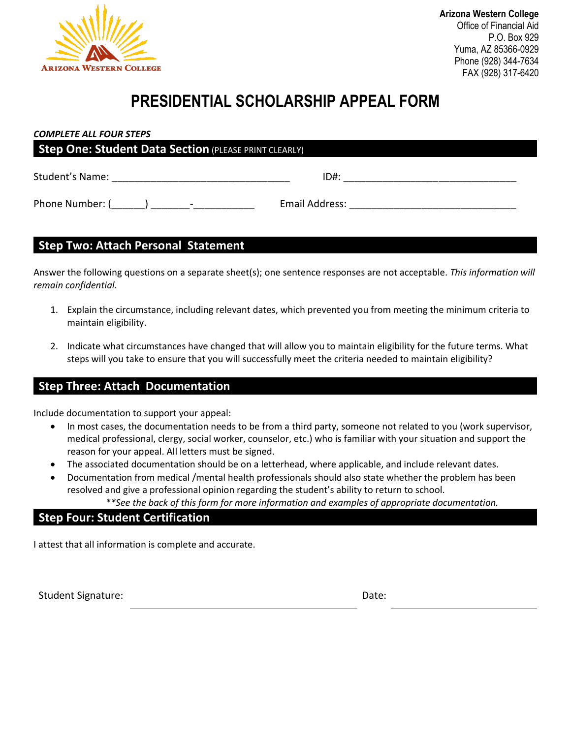**Arizona Western College**
Office of Financial Aid
P.O. Box 929
Yuma, AZ 85366-0929
Phone (928) 344-7634
FAX (928) 317-6420

# PRESIDENTIAL SCHOLARSHIP APPEAL FORM

***COMPLETE ALL FOUR STEPS***

## Step One: Student Data Section (PLEASE PRINT CLEARLY)

Student's Name: ________________________________ ID#: ________________________________

Phone Number: (______) _______-___________ Email Address: ______________________________

## Step Two: Attach Personal Statement

Answer the following questions on a separate sheet(s); one sentence responses are not acceptable. *This information will remain confidential.*

1. Explain the circumstance, including relevant dates, which prevented you from meeting the minimum criteria to maintain eligibility.
2. Indicate what circumstances have changed that will allow you to maintain eligibility for the future terms. What steps will you take to ensure that you will successfully meet the criteria needed to maintain eligibility?

## Step Three: Attach Documentation

Include documentation to support your appeal:

- In most cases, the documentation needs to be from a third party, someone not related to you (work supervisor, medical professional, clergy, social worker, counselor, etc.) who is familiar with your situation and support the reason for your appeal. All letters must be signed.
- The associated documentation should be on a letterhead, where applicable, and include relevant dates.
- Documentation from medical /mental health professionals should also state whether the problem has been resolved and give a professional opinion regarding the student's ability to return to school.

*\*\*See the back of this form for more information and examples of appropriate documentation.*

## Step Four: Student Certification

I attest that all information is complete and accurate.

Student Signature: ________________________________ Date: ____________________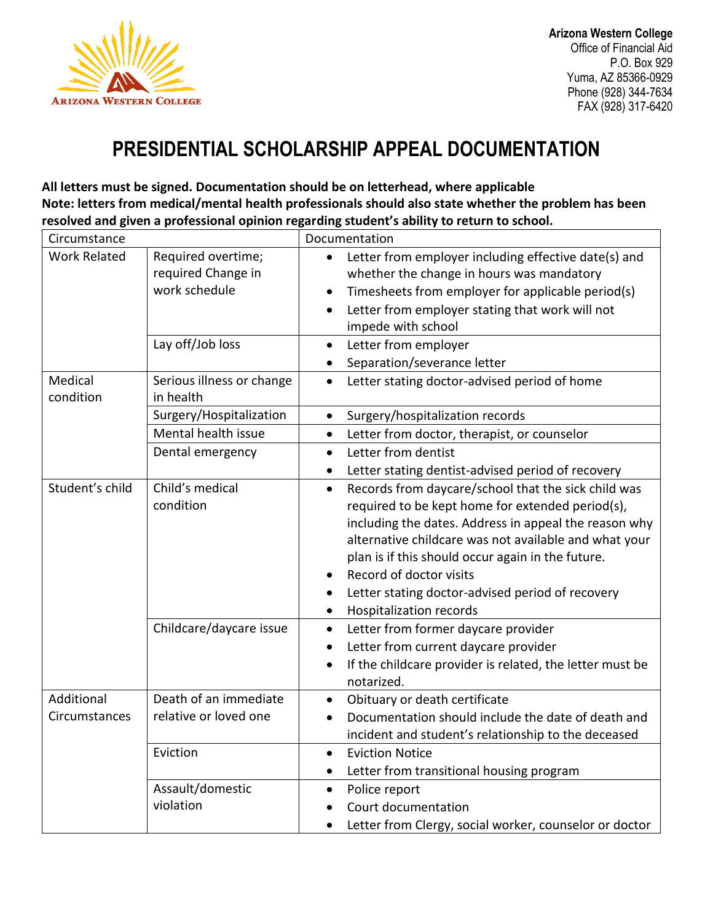Arizona Western College
Office of Financial Aid
P.O. Box 929
Yuma, AZ 85366-0929
Phone (928) 344-7634
FAX (928) 317-6420

# PRESIDENTIAL SCHOLARSHIP APPEAL DOCUMENTATION

**All letters must be signed. Documentation should be on letterhead, where applicable**
**Note: letters from medical/mental health professionals should also state whether the problem has been resolved and given a professional opinion regarding student's ability to return to school.**

| Circumstance | | Documentation |
|---|---|---|
| Work Related | Required overtime; required Change in work schedule | • Letter from employer including effective date(s) and whether the change in hours was mandatory<br>• Timesheets from employer for applicable period(s)<br>• Letter from employer stating that work will not impede with school |
| | Lay off/Job loss | • Letter from employer<br>• Separation/severance letter |
| Medical condition | Serious illness or change in health | • Letter stating doctor-advised period of home |
| | Surgery/Hospitalization | • Surgery/hospitalization records |
| | Mental health issue | • Letter from doctor, therapist, or counselor |
| | Dental emergency | • Letter from dentist<br>• Letter stating dentist-advised period of recovery |
| Student's child | Child's medical condition | • Records from daycare/school that the sick child was required to be kept home for extended period(s), including the dates. Address in appeal the reason why alternative childcare was not available and what your plan is if this should occur again in the future.<br>• Record of doctor visits<br>• Letter stating doctor-advised period of recovery<br>• Hospitalization records |
| | Childcare/daycare issue | • Letter from former daycare provider<br>• Letter from current daycare provider<br>• If the childcare provider is related, the letter must be notarized. |
| Additional Circumstances | Death of an immediate relative or loved one | • Obituary or death certificate<br>• Documentation should include the date of death and incident and student's relationship to the deceased |
| | Eviction | • Eviction Notice<br>• Letter from transitional housing program |
| | Assault/domestic violation | • Police report<br>• Court documentation<br>• Letter from Clergy, social worker, counselor or doctor |